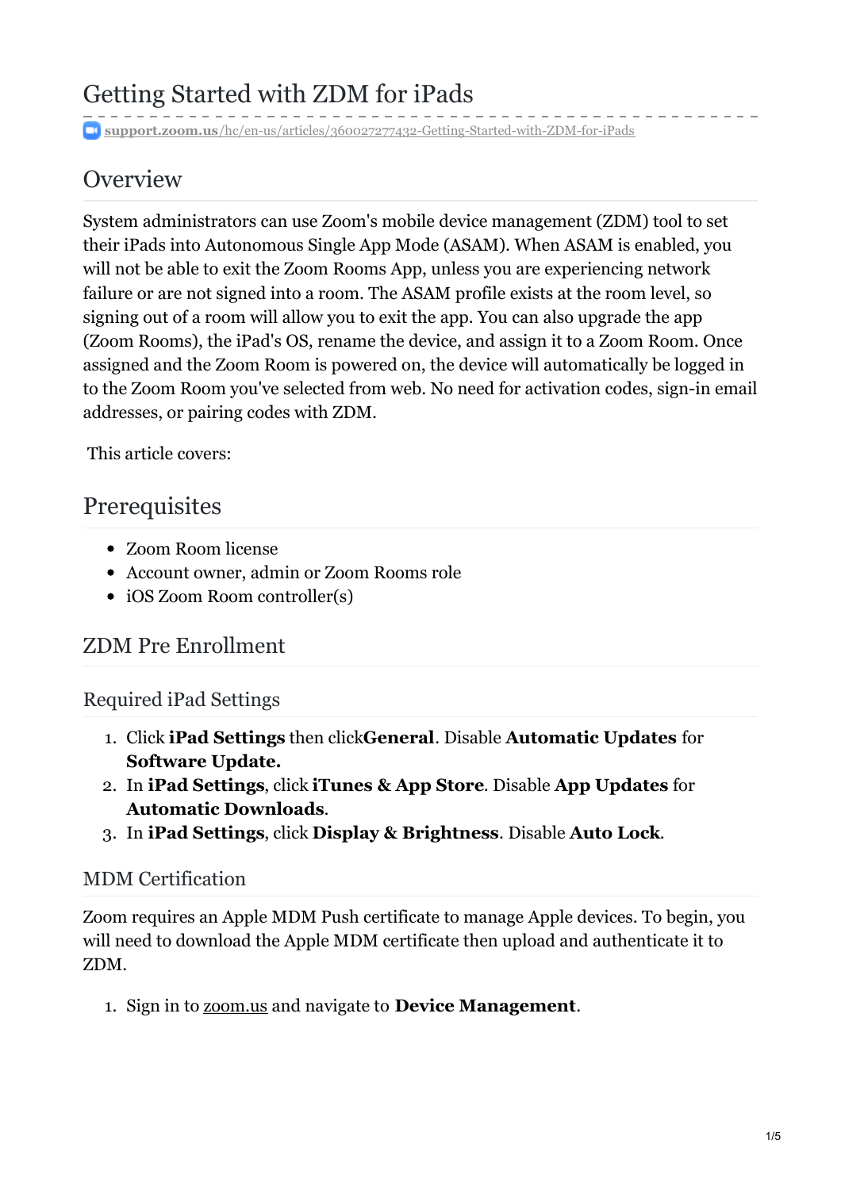# Getting Started with ZDM for iPads

**support.zoom.us**/hc/en-us/articles/360027277432-Getting-Started-with-ZDM-for-iPads

## Overview

System administrators can use Zoom's mobile device management (ZDM) tool to set their iPads into Autonomous Single App Mode (ASAM). When ASAM is enabled, you will not be able to exit the Zoom Rooms App, unless you are experiencing network failure or are not signed into a room. The ASAM profile exists at the room level, so signing out of a room will allow you to exit the app. You can also upgrade the app (Zoom Rooms), the iPad's OS, rename the device, and assign it to a Zoom Room. Once assigned and the Zoom Room is powered on, the device will automatically be logged in to the Zoom Room you've selected from web. No need for activation codes, sign-in email addresses, or pairing codes with ZDM.

This article covers:

## Prerequisites

- Zoom Room license
- Account owner, admin or Zoom Rooms role
- iOS Zoom Room controller(s)

### ZDM Pre Enrollment

#### Required iPad Settings

1. Click **iPad Settings** then click**General**. Disable **Automatic Updates** for **Software Update.**
2. In **iPad Settings**, click **iTunes & App Store**. Disable **App Updates** for **Automatic Downloads**.
3. In **iPad Settings**, click **Display & Brightness**. Disable **Auto Lock**.

#### MDM Certification

Zoom requires an Apple MDM Push certificate to manage Apple devices. To begin, you will need to download the Apple MDM certificate then upload and authenticate it to ZDM.

1. Sign in to zoom.us and navigate to **Device Management**.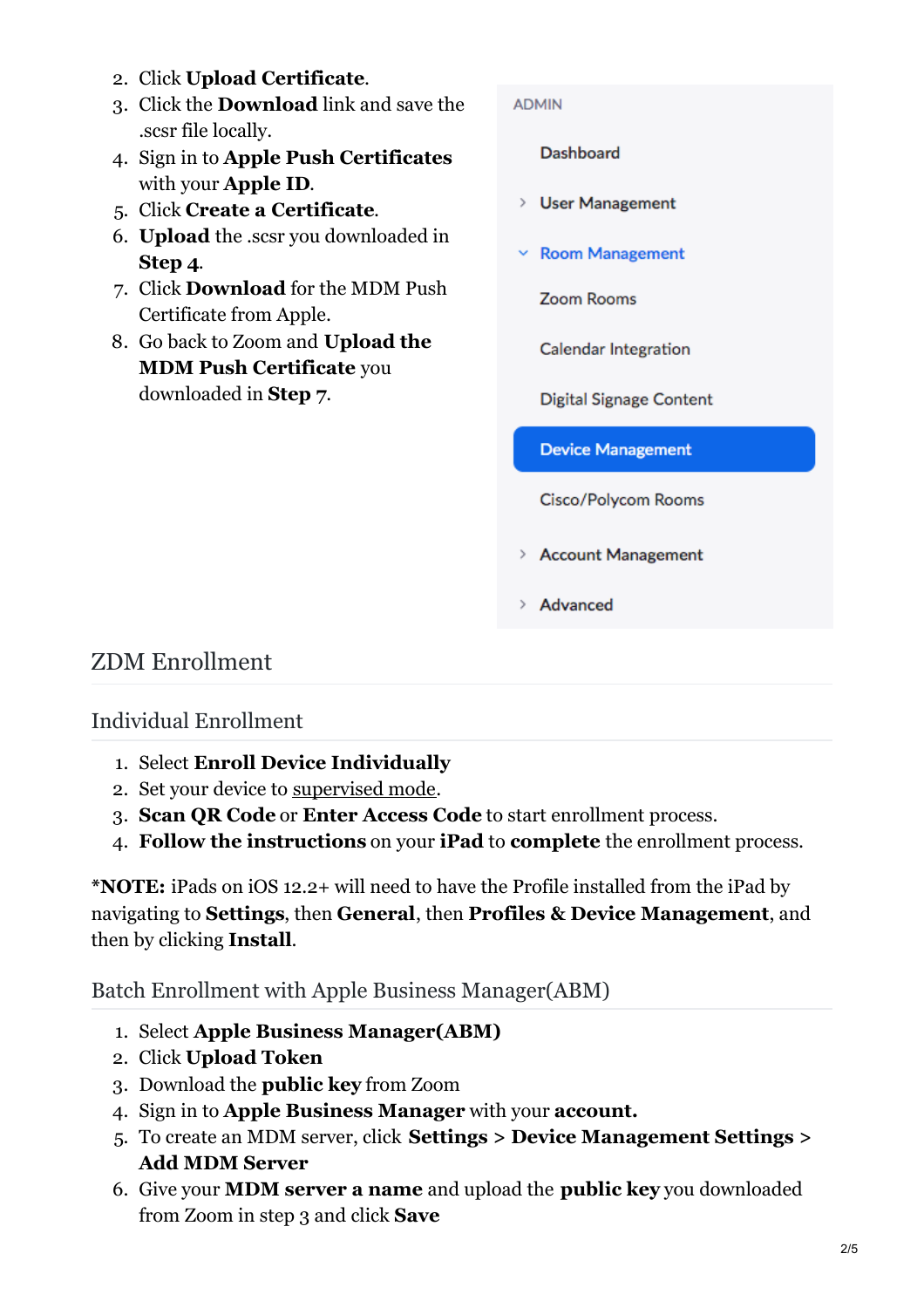2. Click **Upload Certificate**.
3. Click the **Download** link and save the .scsr file locally.
4. Sign in to **Apple Push Certificates** with your **Apple ID**.
5. Click **Create a Certificate**.
6. **Upload** the .scsr you downloaded in **Step 4**.
7. Click **Download** for the MDM Push Certificate from Apple.
8. Go back to Zoom and **Upload the MDM Push Certificate** you downloaded in **Step 7**.

ADMIN

- Dashboard
- User Management
- Room Management
  - Zoom Rooms
  - Calendar Integration
  - Digital Signage Content
  - Device Management
  - Cisco/Polycom Rooms
- Account Management
- Advanced

## ZDM Enrollment

### Individual Enrollment

1. Select **Enroll Device Individually**
2. Set your device to supervised mode.
3. **Scan QR Code** or **Enter Access Code** to start enrollment process.
4. **Follow the instructions** on your **iPad** to **complete** the enrollment process.

***NOTE:** iPads on iOS 12.2+ will need to have the Profile installed from the iPad by navigating to **Settings**, then **General**, then **Profiles & Device Management**, and then by clicking **Install**.

### Batch Enrollment with Apple Business Manager(ABM)

1. Select **Apple Business Manager(ABM)**
2. Click **Upload Token**
3. Download the **public key** from Zoom
4. Sign in to **Apple Business Manager** with your **account.**
5. To create an MDM server, click **Settings** > **Device Management Settings** > **Add MDM Server**
6. Give your **MDM server a name** and upload the **public key** you downloaded from Zoom in step 3 and click **Save**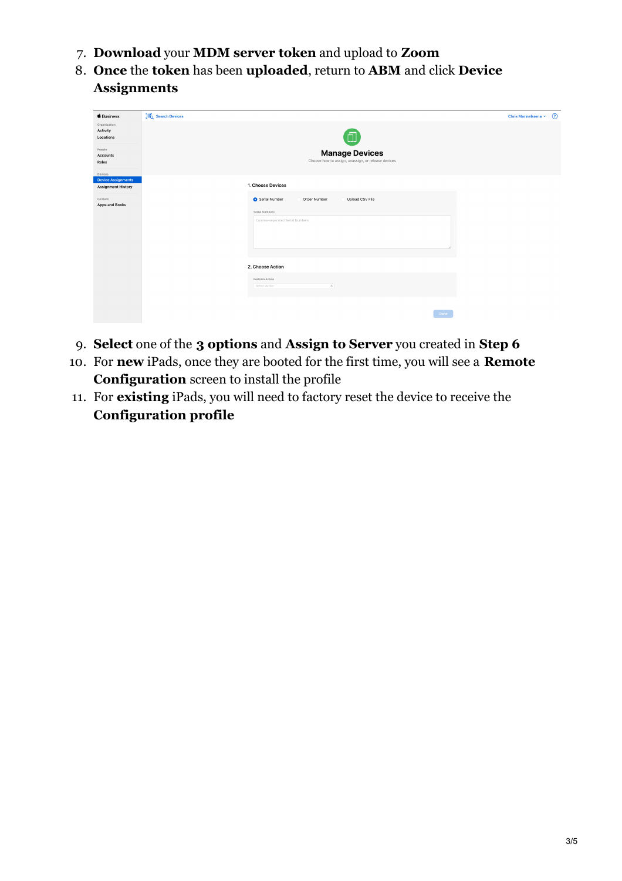7. **Download** your **MDM server token** and upload to **Zoom**
8. **Once** the **token** has been **uploaded**, return to **ABM** and click **Device Assignments**
9. **Select** one of the **3 options** and **Assign to Server** you created in **Step 6**
10. For **new** iPads, once they are booted for the first time, you will see a **Remote Configuration** screen to install the profile
11. For **existing** iPads, you will need to factory reset the device to receive the **Configuration profile**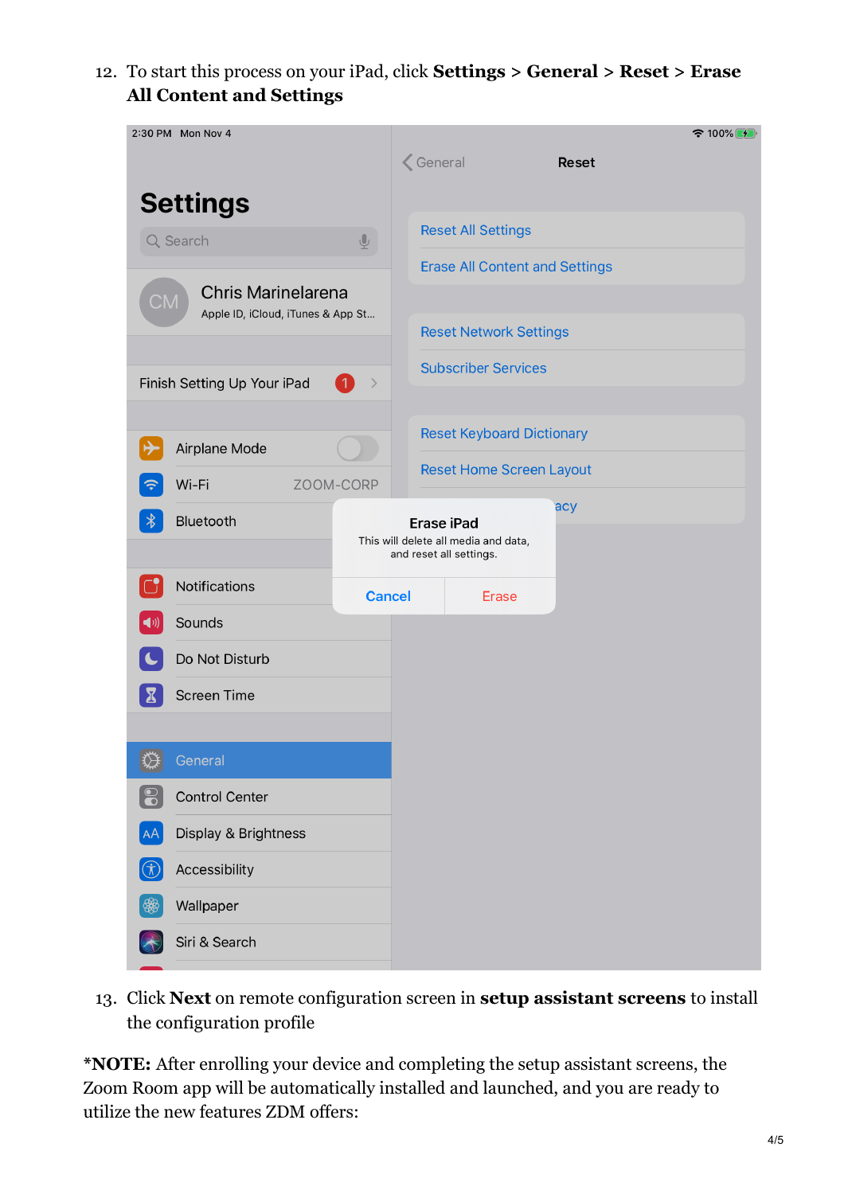12. To start this process on your iPad, click **Settings** > **General** > **Reset** > **Erase All Content and Settings**

13. Click **Next** on remote configuration screen in **setup assistant screens** to install the configuration profile

***NOTE:** After enrolling your device and completing the setup assistant screens, the Zoom Room app will be automatically installed and launched, and you are ready to utilize the new features ZDM offers: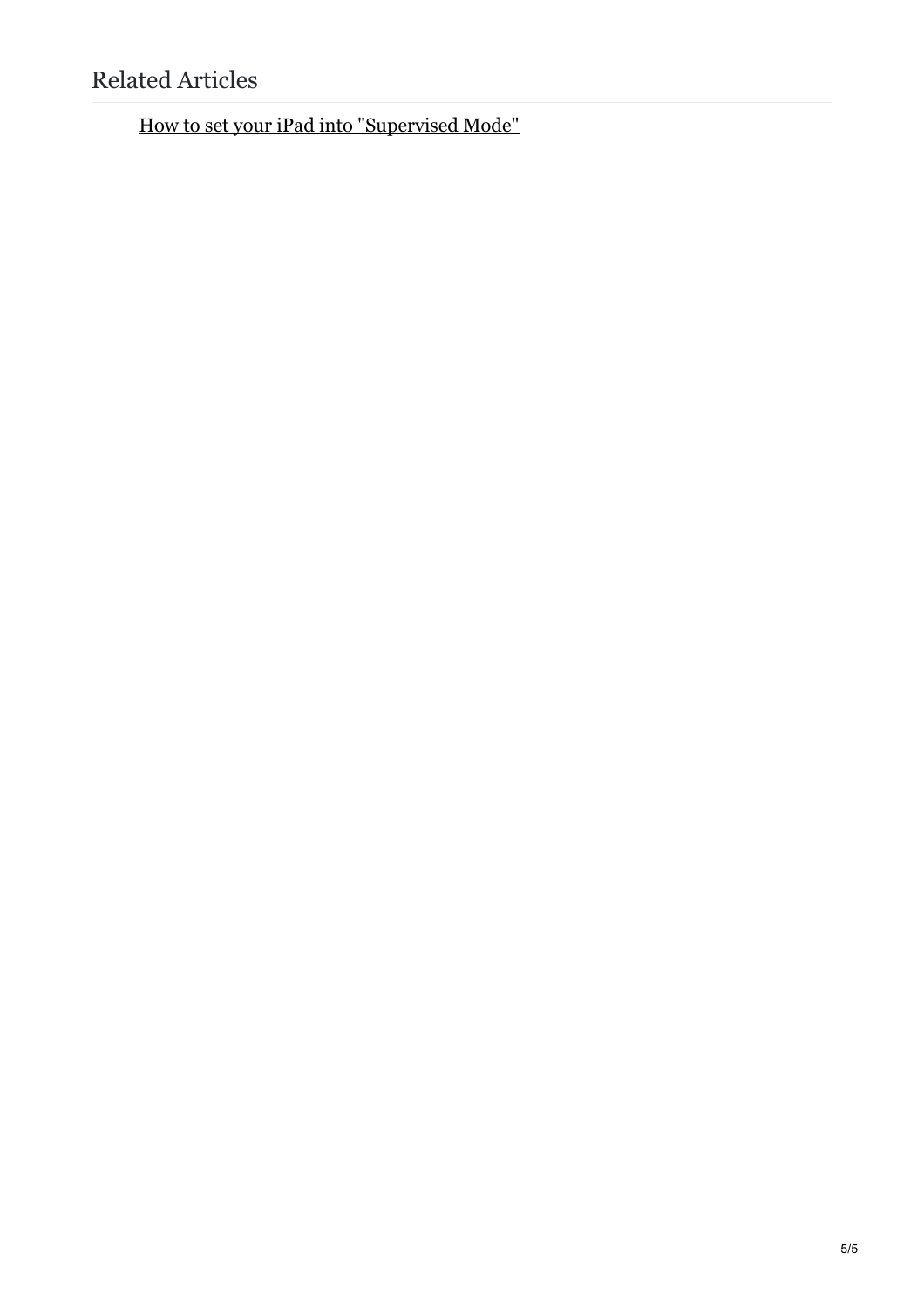## Related Articles

[How to set your iPad into "Supervised Mode"]()